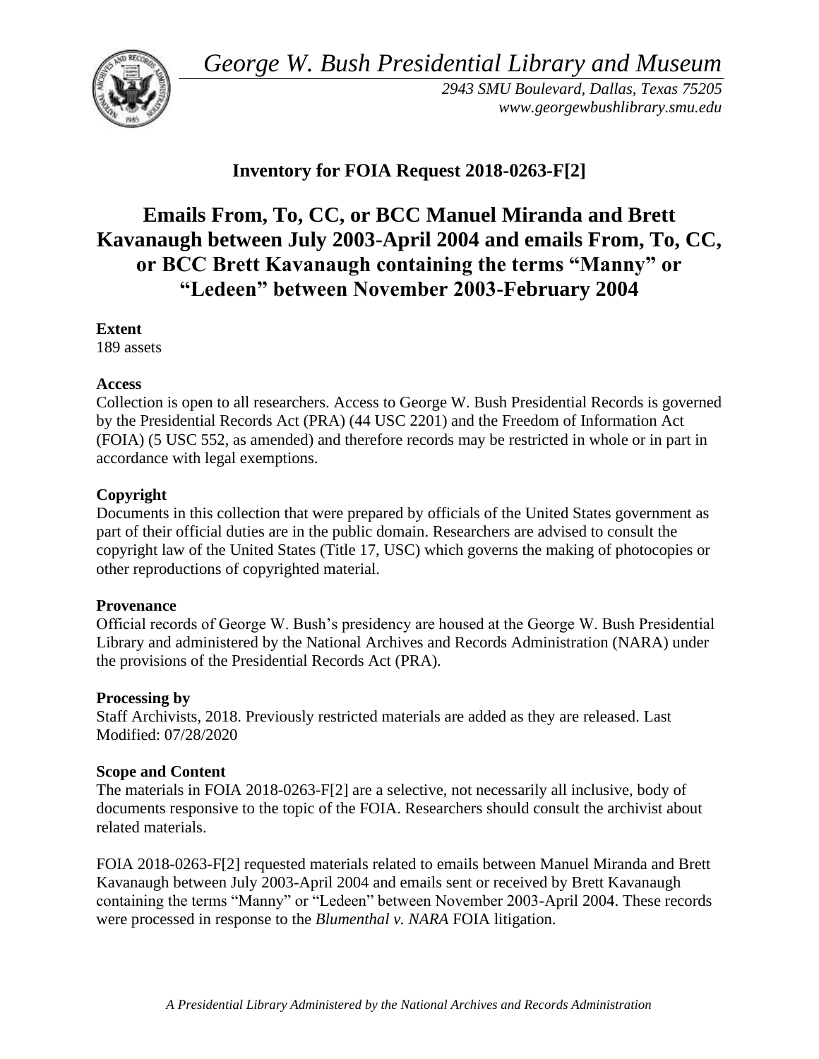*George W. Bush Presidential Library and Museum*

*2943 SMU Boulevard, Dallas, Texas 75205*
*www.georgewbushlibrary.smu.edu*

## Inventory for FOIA Request 2018-0263-F[2]

# Emails From, To, CC, or BCC Manuel Miranda and Brett Kavanaugh between July 2003-April 2004 and emails From, To, CC, or BCC Brett Kavanaugh containing the terms "Manny" or "Ledeen" between November 2003-February 2004

**Extent**
189 assets

**Access**
Collection is open to all researchers. Access to George W. Bush Presidential Records is governed by the Presidential Records Act (PRA) (44 USC 2201) and the Freedom of Information Act (FOIA) (5 USC 552, as amended) and therefore records may be restricted in whole or in part in accordance with legal exemptions.

**Copyright**
Documents in this collection that were prepared by officials of the United States government as part of their official duties are in the public domain. Researchers are advised to consult the copyright law of the United States (Title 17, USC) which governs the making of photocopies or other reproductions of copyrighted material.

**Provenance**
Official records of George W. Bush's presidency are housed at the George W. Bush Presidential Library and administered by the National Archives and Records Administration (NARA) under the provisions of the Presidential Records Act (PRA).

**Processing by**
Staff Archivists, 2018. Previously restricted materials are added as they are released. Last Modified: 07/28/2020

**Scope and Content**
The materials in FOIA 2018-0263-F[2] are a selective, not necessarily all inclusive, body of documents responsive to the topic of the FOIA. Researchers should consult the archivist about related materials.

FOIA 2018-0263-F[2] requested materials related to emails between Manuel Miranda and Brett Kavanaugh between July 2003-April 2004 and emails sent or received by Brett Kavanaugh containing the terms "Manny" or "Ledeen" between November 2003-April 2004. These records were processed in response to the *Blumenthal v. NARA* FOIA litigation.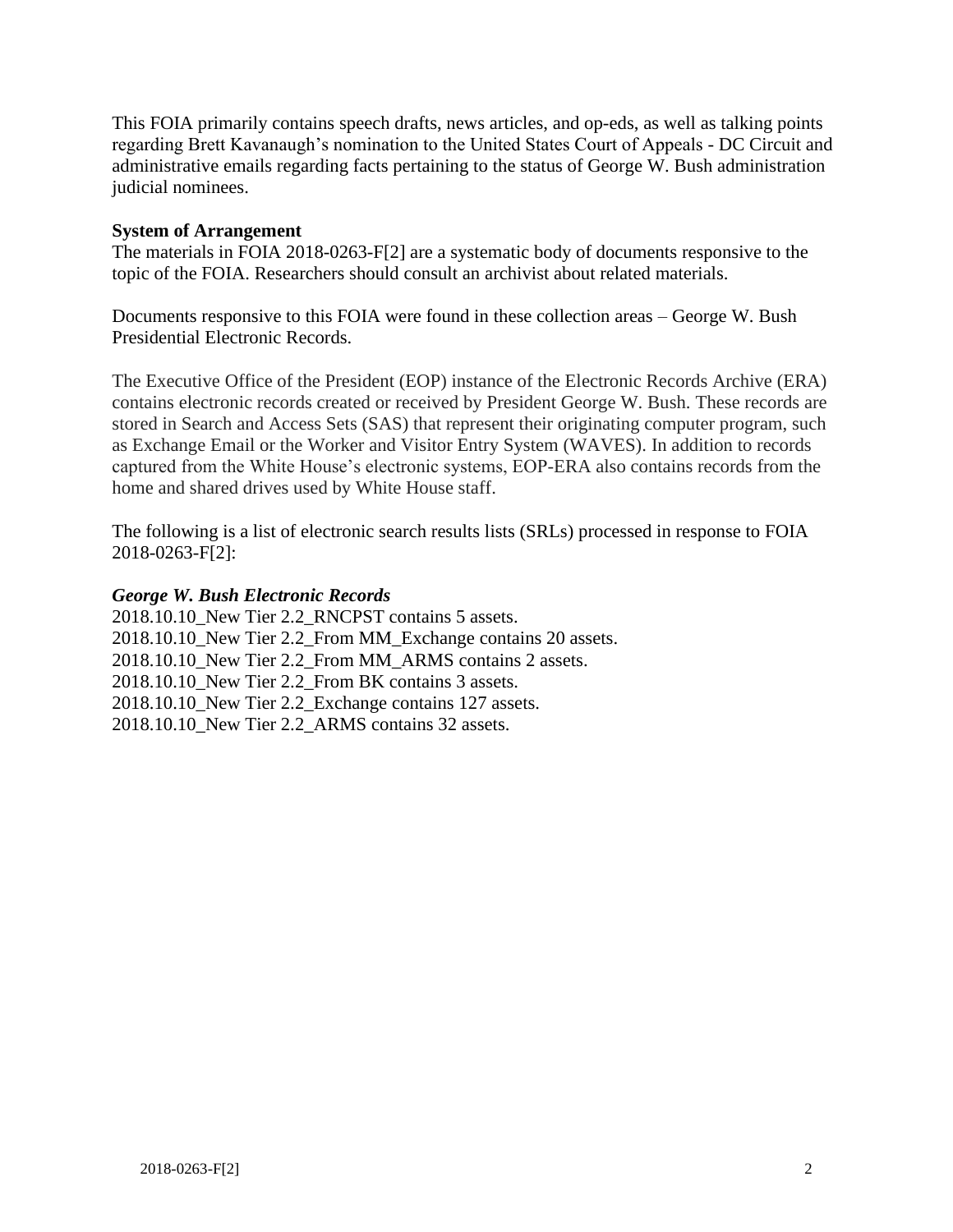This FOIA primarily contains speech drafts, news articles, and op-eds, as well as talking points regarding Brett Kavanaugh's nomination to the United States Court of Appeals - DC Circuit and administrative emails regarding facts pertaining to the status of George W. Bush administration judicial nominees.

**System of Arrangement**

The materials in FOIA 2018-0263-F[2] are a systematic body of documents responsive to the topic of the FOIA. Researchers should consult an archivist about related materials.

Documents responsive to this FOIA were found in these collection areas – George W. Bush Presidential Electronic Records.

The Executive Office of the President (EOP) instance of the Electronic Records Archive (ERA) contains electronic records created or received by President George W. Bush. These records are stored in Search and Access Sets (SAS) that represent their originating computer program, such as Exchange Email or the Worker and Visitor Entry System (WAVES). In addition to records captured from the White House's electronic systems, EOP-ERA also contains records from the home and shared drives used by White House staff.

The following is a list of electronic search results lists (SRLs) processed in response to FOIA 2018-0263-F[2]:

***George W. Bush Electronic Records***

2018.10.10_New Tier 2.2_RNCPST contains 5 assets.
2018.10.10_New Tier 2.2_From MM_Exchange contains 20 assets.
2018.10.10_New Tier 2.2_From MM_ARMS contains 2 assets.
2018.10.10_New Tier 2.2_From BK contains 3 assets.
2018.10.10_New Tier 2.2_Exchange contains 127 assets.
2018.10.10_New Tier 2.2_ARMS contains 32 assets.